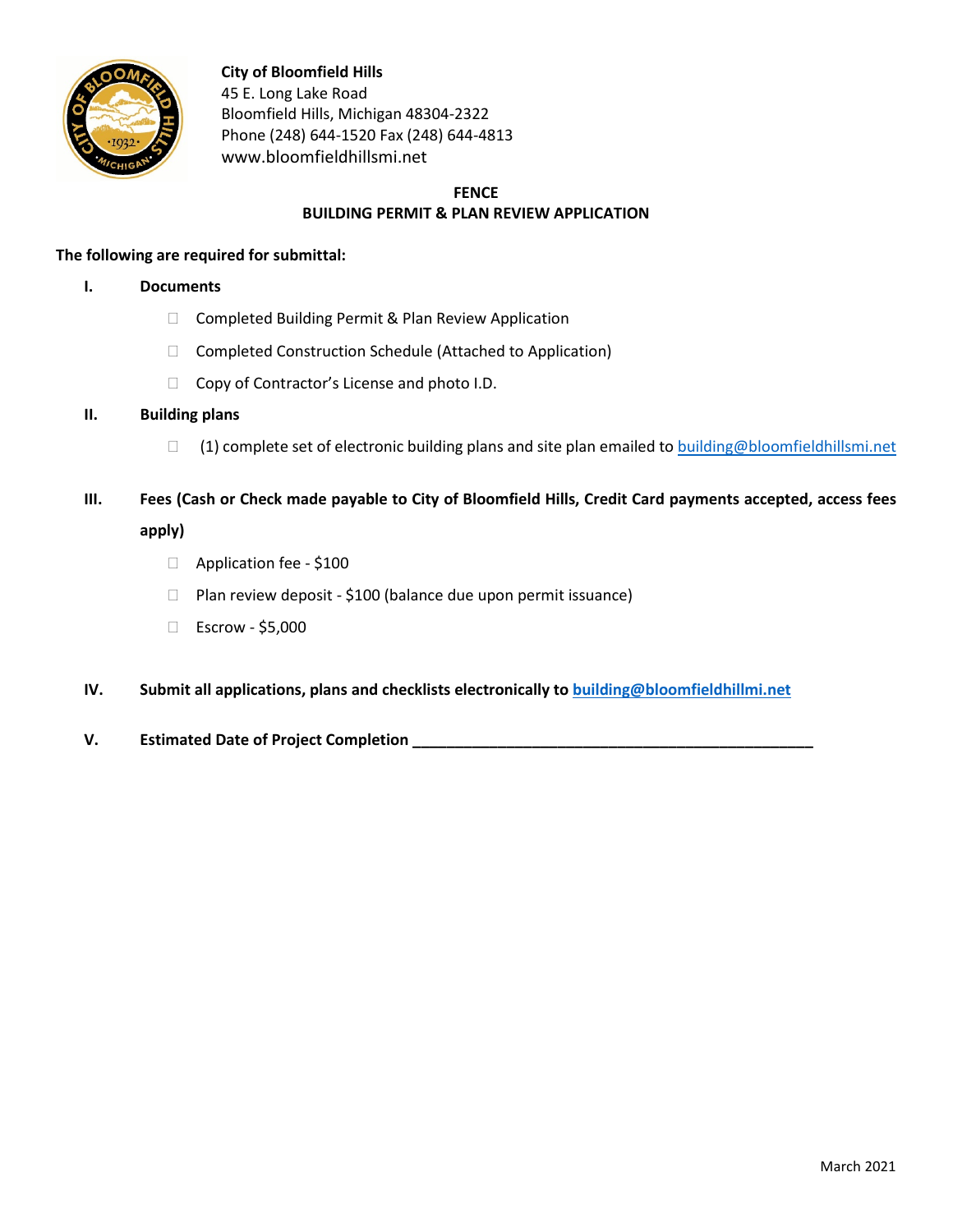**City of Bloomfield Hills**
45 E. Long Lake Road
Bloomfield Hills, Michigan 48304-2322
Phone (248) 644-1520 Fax (248) 644-4813
www.bloomfieldhillsmi.net

## FENCE
## BUILDING PERMIT & PLAN REVIEW APPLICATION

**The following are required for submittal:**

**I. Documents**

- ☐ Completed Building Permit & Plan Review Application
- ☐ Completed Construction Schedule (Attached to Application)
- ☐ Copy of Contractor's License and photo I.D.

**II. Building plans**

- ☐ (1) complete set of electronic building plans and site plan emailed to building@bloomfieldhillsmi.net

**III. Fees (Cash or Check made payable to City of Bloomfield Hills, Credit Card payments accepted, access fees apply)**

- ☐ Application fee - $100
- ☐ Plan review deposit - $100 (balance due upon permit issuance)
- ☐ Escrow - $5,000

**IV. Submit all applications, plans and checklists electronically to building@bloomfieldhillmi.net**

**V. Estimated Date of Project Completion \_\_\_\_\_\_\_\_\_\_\_\_\_\_\_\_\_\_\_\_\_\_\_\_\_\_\_\_\_\_\_\_\_\_\_\_\_\_\_\_\_\_\_\_**

March 2021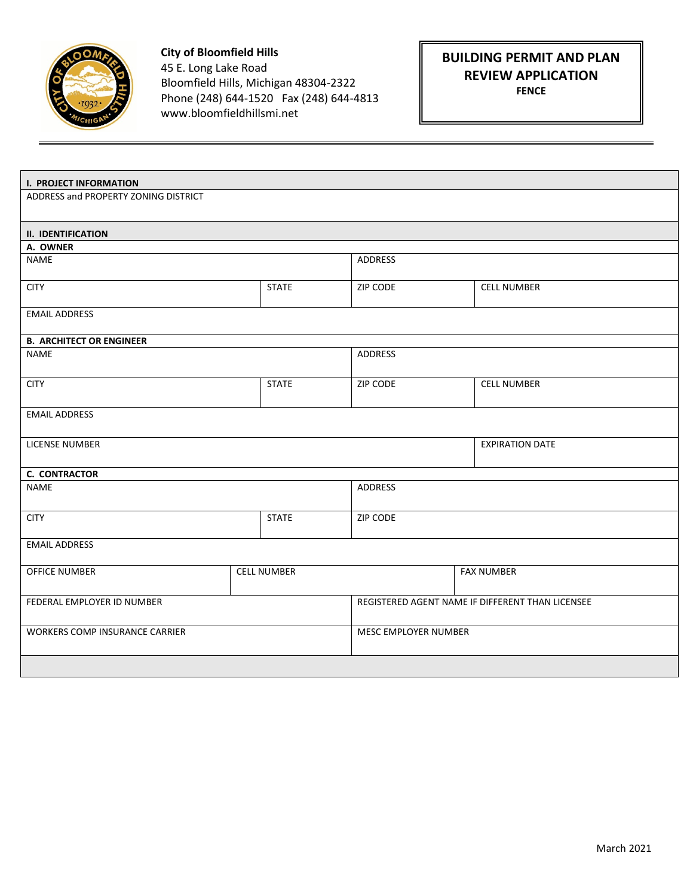**City of Bloomfield Hills**
45 E. Long Lake Road
Bloomfield Hills, Michigan 48304-2322
Phone (248) 644-1520 Fax (248) 644-4813
www.bloomfieldhillsmi.net

# BUILDING PERMIT AND PLAN REVIEW APPLICATION
**FENCE**

| **I. PROJECT INFORMATION** | | | |
|---|---|---|---|
| ADDRESS and PROPERTY ZONING DISTRICT | | | |
| **II. IDENTIFICATION** | | | |
| **A. OWNER** | | | |
| NAME | | ADDRESS | |
| CITY | STATE | ZIP CODE | CELL NUMBER |
| EMAIL ADDRESS | | | |
| **B. ARCHITECT OR ENGINEER** | | | |
| NAME | | ADDRESS | |
| CITY | STATE | ZIP CODE | CELL NUMBER |
| EMAIL ADDRESS | | | |
| LICENSE NUMBER | | | EXPIRATION DATE |
| **C. CONTRACTOR** | | | |
| NAME | | ADDRESS | |
| CITY | STATE | ZIP CODE | |
| EMAIL ADDRESS | | | |
| OFFICE NUMBER | CELL NUMBER | | FAX NUMBER |
| FEDERAL EMPLOYER ID NUMBER | | REGISTERED AGENT NAME IF DIFFERENT THAN LICENSEE | |
| WORKERS COMP INSURANCE CARRIER | | MESC EMPLOYER NUMBER | |

March 2021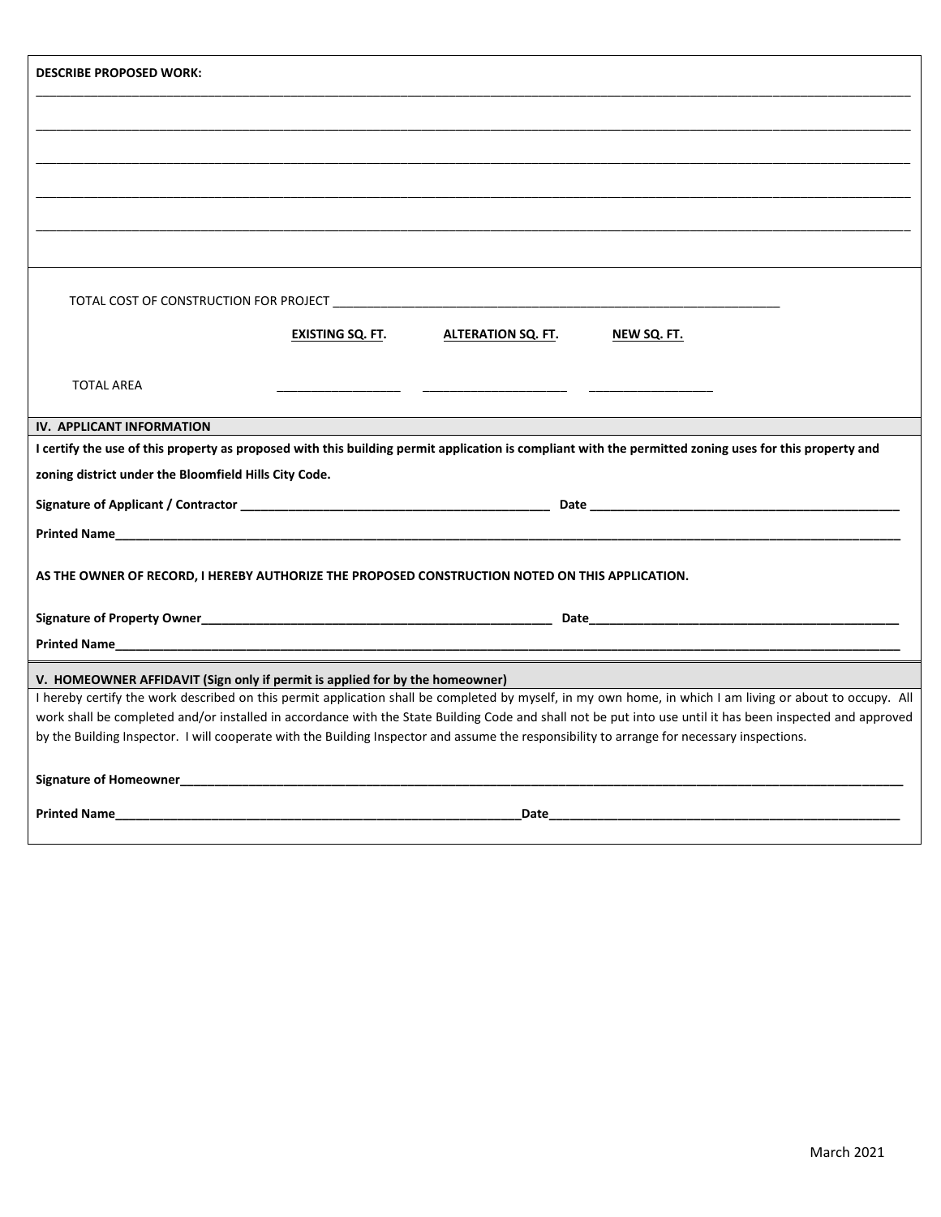**DESCRIBE PROPOSED WORK:**

_______________________________________________________________________________________________________________

_______________________________________________________________________________________________________________

_______________________________________________________________________________________________________________

_______________________________________________________________________________________________________________

_______________________________________________________________________________________________________________

TOTAL COST OF CONSTRUCTION FOR PROJECT ____________________________________________________________

| | **EXISTING SQ. FT.** | **ALTERATION SQ. FT.** | **NEW SQ. FT.** |
|---|---|---|---|
| TOTAL AREA | _______________ | _________________ | _______________ |

## IV. APPLICANT INFORMATION

**I certify the use of this property as proposed with this building permit application is compliant with the permitted zoning uses for this property and zoning district under the Bloomfield Hills City Code.**

**Signature of Applicant / Contractor** _______________________________________ **Date** _______________________________________

**Printed Name**_______________________________________________________________________________________________

**AS THE OWNER OF RECORD, I HEREBY AUTHORIZE THE PROPOSED CONSTRUCTION NOTED ON THIS APPLICATION.**

**Signature of Property Owner**_______________________________________ **Date**_______________________________________

**Printed Name**_______________________________________________________________________________________________

## V. HOMEOWNER AFFIDAVIT (Sign only if permit is applied for by the homeowner)

I hereby certify the work described on this permit application shall be completed by myself, in my own home, in which I am living or about to occupy. All work shall be completed and/or installed in accordance with the State Building Code and shall not be put into use until it has been inspected and approved by the Building Inspector. I will cooperate with the Building Inspector and assume the responsibility to arrange for necessary inspections.

**Signature of Homeowner**_____________________________________________________________________________________

**Printed Name**___________________________________________**Date**_____________________________________________

March 2021